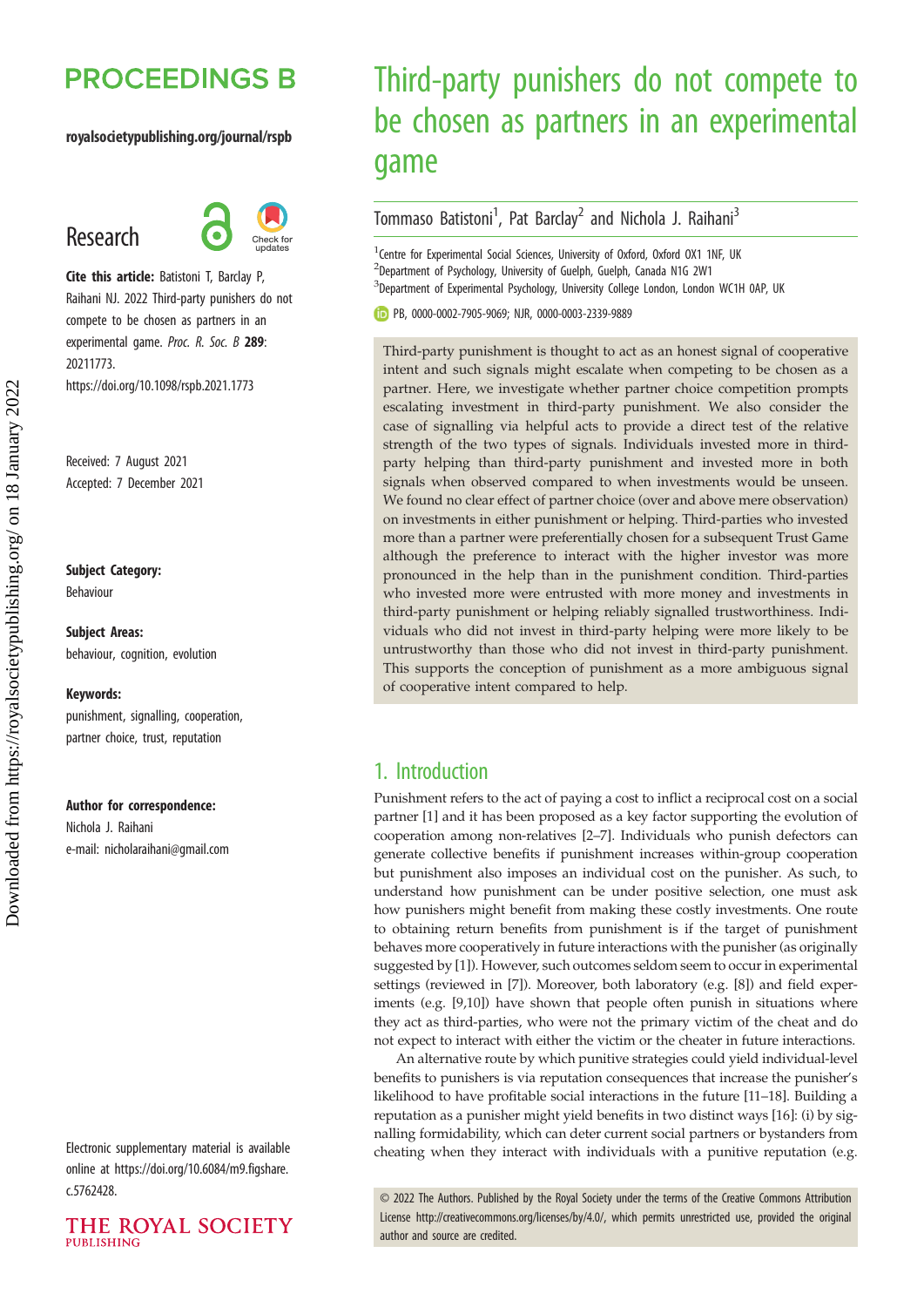# Third-party punishers do not compete to be chosen as partners in an experimental game

Tommaso Batistoni[1], Pat Barclay[2] and Nichola J. Raihani[3]

[1]Centre for Experimental Social Sciences, University of Oxford, Oxford OX1 1NF, UK
[2]Department of Psychology, University of Guelph, Guelph, Canada N1G 2W1
[3]Department of Experimental Psychology, University College London, London WC1H 0AP, UK

PB, 0000-0002-7905-9069; NJR, 0000-0003-2339-9889

**Research**

**Cite this article:** Batistoni T, Barclay P, Raihani NJ. 2022 Third-party punishers do not compete to be chosen as partners in an experimental game. *Proc. R. Soc. B* **289**: 20211773. https://doi.org/10.1098/rspb.2021.1773

Received: 7 August 2021
Accepted: 7 December 2021

**Subject Category:**
Behaviour

**Subject Areas:**
behaviour, cognition, evolution

**Keywords:**
punishment, signalling, cooperation, partner choice, trust, reputation

**Author for correspondence:**
Nichola J. Raihani
e-mail: nicholaraihani@gmail.com

Electronic supplementary material is available online at https://doi.org/10.6084/m9.figshare.c.5762428.

Third-party punishment is thought to act as an honest signal of cooperative intent and such signals might escalate when competing to be chosen as a partner. Here, we investigate whether partner choice competition prompts escalating investment in third-party punishment. We also consider the case of signalling via helpful acts to provide a direct test of the relative strength of the two types of signals. Individuals invested more in third-party helping than third-party punishment and invested more in both signals when observed compared to when investments would be unseen. We found no clear effect of partner choice (over and above mere observation) on investments in either punishment or helping. Third-parties who invested more than a partner were preferentially chosen for a subsequent Trust Game although the preference to interact with the higher investor was more pronounced in the help than in the punishment condition. Third-parties who invested more were entrusted with more money and investments in third-party punishment or helping reliably signalled trustworthiness. Individuals who did not invest in third-party helping were more likely to be untrustworthy than those who did not invest in third-party punishment. This supports the conception of punishment as a more ambiguous signal of cooperative intent compared to help.

## 1. Introduction

Punishment refers to the act of paying a cost to inflict a reciprocal cost on a social partner [1] and it has been proposed as a key factor supporting the evolution of cooperation among non-relatives [2–7]. Individuals who punish defectors can generate collective benefits if punishment increases within-group cooperation but punishment also imposes an individual cost on the punisher. As such, to understand how punishment can be under positive selection, one must ask how punishers might benefit from making these costly investments. One route to obtaining return benefits from punishment is if the target of punishment behaves more cooperatively in future interactions with the punisher (as originally suggested by [1]). However, such outcomes seldom seem to occur in experimental settings (reviewed in [7]). Moreover, both laboratory (e.g. [8]) and field experiments (e.g. [9,10]) have shown that people often punish in situations where they act as third-parties, who were not the primary victim of the cheat and do not expect to interact with either the victim or the cheater in future interactions.

An alternative route by which punitive strategies could yield individual-level benefits to punishers is via reputation consequences that increase the punisher's likelihood to have profitable social interactions in the future [11–18]. Building a reputation as a punisher might yield benefits in two distinct ways [16]: (i) by signalling formidability, which can deter current social partners or bystanders from cheating when they interact with individuals with a punitive reputation (e.g.

© 2022 The Authors. Published by the Royal Society under the terms of the Creative Commons Attribution License http://creativecommons.org/licenses/by/4.0/, which permits unrestricted use, provided the original author and source are credited.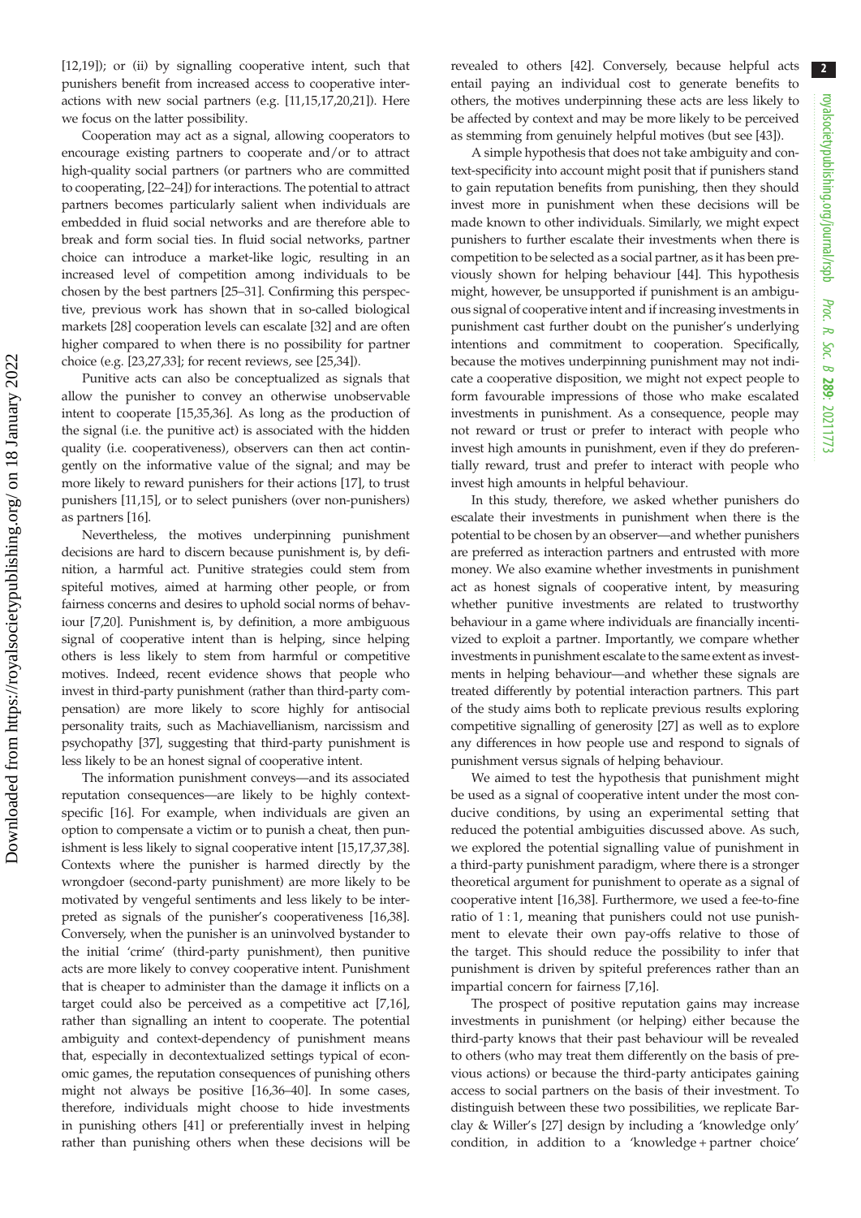[12,19]); or (ii) by signalling cooperative intent, such that punishers benefit from increased access to cooperative interactions with new social partners (e.g. [11,15,17,20,21]). Here we focus on the latter possibility.

Cooperation may act as a signal, allowing cooperators to encourage existing partners to cooperate and/or to attract high-quality social partners (or partners who are committed to cooperating, [22–24]) for interactions. The potential to attract partners becomes particularly salient when individuals are embedded in fluid social networks and are therefore able to break and form social ties. In fluid social networks, partner choice can introduce a market-like logic, resulting in an increased level of competition among individuals to be chosen by the best partners [25–31]. Confirming this perspective, previous work has shown that in so-called biological markets [28] cooperation levels can escalate [32] and are often higher compared to when there is no possibility for partner choice (e.g. [23,27,33]; for recent reviews, see [25,34]).

Punitive acts can also be conceptualized as signals that allow the punisher to convey an otherwise unobservable intent to cooperate [15,35,36]. As long as the production of the signal (i.e. the punitive act) is associated with the hidden quality (i.e. cooperativeness), observers can then act contingently on the informative value of the signal; and may be more likely to reward punishers for their actions [17], to trust punishers [11,15], or to select punishers (over non-punishers) as partners [16].

Nevertheless, the motives underpinning punishment decisions are hard to discern because punishment is, by definition, a harmful act. Punitive strategies could stem from spiteful motives, aimed at harming other people, or from fairness concerns and desires to uphold social norms of behaviour [7,20]. Punishment is, by definition, a more ambiguous signal of cooperative intent than is helping, since helping others is less likely to stem from harmful or competitive motives. Indeed, recent evidence shows that people who invest in third-party punishment (rather than third-party compensation) are more likely to score highly for antisocial personality traits, such as Machiavellianism, narcissism and psychopathy [37], suggesting that third-party punishment is less likely to be an honest signal of cooperative intent.

The information punishment conveys—and its associated reputation consequences—are likely to be highly context-specific [16]. For example, when individuals are given an option to compensate a victim or to punish a cheat, then punishment is less likely to signal cooperative intent [15,17,37,38]. Contexts where the punisher is harmed directly by the wrongdoer (second-party punishment) are more likely to be motivated by vengeful sentiments and less likely to be interpreted as signals of the punisher's cooperativeness [16,38]. Conversely, when the punisher is an uninvolved bystander to the initial 'crime' (third-party punishment), then punitive acts are more likely to convey cooperative intent. Punishment that is cheaper to administer than the damage it inflicts on a target could also be perceived as a competitive act [7,16], rather than signalling an intent to cooperate. The potential ambiguity and context-dependency of punishment means that, especially in decontextualized settings typical of economic games, the reputation consequences of punishing others might not always be positive [16,36–40]. In some cases, therefore, individuals might choose to hide investments in punishing others [41] or preferentially invest in helping rather than punishing others when these decisions will be revealed to others [42]. Conversely, because helpful acts entail paying an individual cost to generate benefits to others, the motives underpinning these acts are less likely to be affected by context and may be more likely to be perceived as stemming from genuinely helpful motives (but see [43]).

A simple hypothesis that does not take ambiguity and context-specificity into account might posit that if punishers stand to gain reputation benefits from punishing, then they should invest more in punishment when these decisions will be made known to other individuals. Similarly, we might expect punishers to further escalate their investments when there is competition to be selected as a social partner, as it has been previously shown for helping behaviour [44]. This hypothesis might, however, be unsupported if punishment is an ambiguous signal of cooperative intent and if increasing investments in punishment cast further doubt on the punisher's underlying intentions and commitment to cooperation. Specifically, because the motives underpinning punishment may not indicate a cooperative disposition, we might not expect people to form favourable impressions of those who make escalated investments in punishment. As a consequence, people may not reward or trust or prefer to interact with people who invest high amounts in punishment, even if they do preferentially reward, trust and prefer to interact with people who invest high amounts in helpful behaviour.

In this study, therefore, we asked whether punishers do escalate their investments in punishment when there is the potential to be chosen by an observer—and whether punishers are preferred as interaction partners and entrusted with more money. We also examine whether investments in punishment act as honest signals of cooperative intent, by measuring whether punitive investments are related to trustworthy behaviour in a game where individuals are financially incentivized to exploit a partner. Importantly, we compare whether investments in punishment escalate to the same extent as investments in helping behaviour—and whether these signals are treated differently by potential interaction partners. This part of the study aims both to replicate previous results exploring competitive signalling of generosity [27] as well as to explore any differences in how people use and respond to signals of punishment versus signals of helping behaviour.

We aimed to test the hypothesis that punishment might be used as a signal of cooperative intent under the most conducive conditions, by using an experimental setting that reduced the potential ambiguities discussed above. As such, we explored the potential signalling value of punishment in a third-party punishment paradigm, where there is a stronger theoretical argument for punishment to operate as a signal of cooperative intent [16,38]. Furthermore, we used a fee-to-fine ratio of 1 : 1, meaning that punishers could not use punishment to elevate their own pay-offs relative to those of the target. This should reduce the possibility to infer that punishment is driven by spiteful preferences rather than an impartial concern for fairness [7,16].

The prospect of positive reputation gains may increase investments in punishment (or helping) either because the third-party knows that their past behaviour will be revealed to others (who may treat them differently on the basis of previous actions) or because the third-party anticipates gaining access to social partners on the basis of their investment. To distinguish between these two possibilities, we replicate Barclay & Willer's [27] design by including a 'knowledge only' condition, in addition to a 'knowledge + partner choice'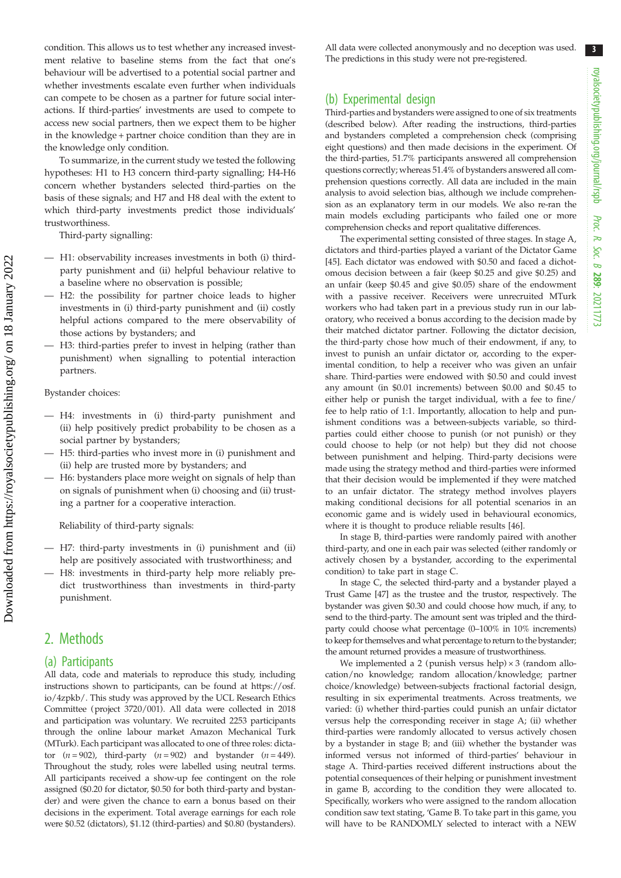condition. This allows us to test whether any increased investment relative to baseline stems from the fact that one's behaviour will be advertised to a potential social partner and whether investments escalate even further when individuals can compete to be chosen as a partner for future social interactions. If third-parties' investments are used to compete to access new social partners, then we expect them to be higher in the knowledge + partner choice condition than they are in the knowledge only condition.

To summarize, in the current study we tested the following hypotheses: H1 to H3 concern third-party signalling; H4-H6 concern whether bystanders selected third-parties on the basis of these signals; and H7 and H8 deal with the extent to which third-party investments predict those individuals' trustworthiness.

Third-party signalling:

- H1: observability increases investments in both (i) third-party punishment and (ii) helpful behaviour relative to a baseline where no observation is possible;
- H2: the possibility for partner choice leads to higher investments in (i) third-party punishment and (ii) costly helpful actions compared to the mere observability of those actions by bystanders; and
- H3: third-parties prefer to invest in helping (rather than punishment) when signalling to potential interaction partners.

Bystander choices:

- H4: investments in (i) third-party punishment and (ii) help positively predict probability to be chosen as a social partner by bystanders;
- H5: third-parties who invest more in (i) punishment and (ii) help are trusted more by bystanders; and
- H6: bystanders place more weight on signals of help than on signals of punishment when (i) choosing and (ii) trusting a partner for a cooperative interaction.

Reliability of third-party signals:

- H7: third-party investments in (i) punishment and (ii) help are positively associated with trustworthiness; and
- H8: investments in third-party help more reliably predict trustworthiness than investments in third-party punishment.

## 2. Methods

### (a) Participants

All data, code and materials to reproduce this study, including instructions shown to participants, can be found at https://osf.io/4zpkb/. This study was approved by the UCL Research Ethics Committee (project 3720/001). All data were collected in 2018 and participation was voluntary. We recruited 2253 participants through the online labour market Amazon Mechanical Turk (MTurk). Each participant was allocated to one of three roles: dictator ($n = 902$), third-party ($n = 902$) and bystander ($n = 449$). Throughout the study, roles were labelled using neutral terms. All participants received a show-up fee contingent on the role assigned ($0.20 for dictator, $0.50 for both third-party and bystander) and were given the chance to earn a bonus based on their decisions in the experiment. Total average earnings for each role were $0.52 (dictators), $1.12 (third-parties) and $0.80 (bystanders). All data were collected anonymously and no deception was used. The predictions in this study were not pre-registered.

### (b) Experimental design

Third-parties and bystanders were assigned to one of six treatments (described below). After reading the instructions, third-parties and bystanders completed a comprehension check (comprising eight questions) and then made decisions in the experiment. Of the third-parties, 51.7% participants answered all comprehension questions correctly; whereas 51.4% of bystanders answered all comprehension questions correctly. All data are included in the main analysis to avoid selection bias, although we include comprehension as an explanatory term in our models. We also re-ran the main models excluding participants who failed one or more comprehension checks and report qualitative differences.

The experimental setting consisted of three stages. In stage A, dictators and third-parties played a variant of the Dictator Game [45]. Each dictator was endowed with $0.50 and faced a dichotomous decision between a fair (keep $0.25 and give $0.25) and an unfair (keep $0.45 and give $0.05) share of the endowment with a passive receiver. Receivers were unrecruited MTurk workers who had taken part in a previous study run in our laboratory, who received a bonus according to the decision made by their matched dictator partner. Following the dictator decision, the third-party chose how much of their endowment, if any, to invest to punish an unfair dictator or, according to the experimental condition, to help a receiver who was given an unfair share. Third-parties were endowed with $0.50 and could invest any amount (in $0.01 increments) between $0.00 and $0.45 to either help or punish the target individual, with a fee to fine/fee to help ratio of 1:1. Importantly, allocation to help and punishment conditions was a between-subjects variable, so third-parties could either choose to punish (or not punish) or they could choose to help (or not help) but they did not choose between punishment and helping. Third-party decisions were made using the strategy method and third-parties were informed that their decision would be implemented if they were matched to an unfair dictator. The strategy method involves players making conditional decisions for all potential scenarios in an economic game and is widely used in behavioural economics, where it is thought to produce reliable results [46].

In stage B, third-parties were randomly paired with another third-party, and one in each pair was selected (either randomly or actively chosen by a bystander, according to the experimental condition) to take part in stage C.

In stage C, the selected third-party and a bystander played a Trust Game [47] as the trustee and the trustor, respectively. The bystander was given $0.30 and could choose how much, if any, to send to the third-party. The amount sent was tripled and the third-party could choose what percentage (0–100% in 10% increments) to keep for themselves and what percentage to return to the bystander; the amount returned provides a measure of trustworthiness.

We implemented a 2 (punish versus help) × 3 (random allocation/no knowledge; random allocation/knowledge; partner choice/knowledge) between-subjects fractional factorial design, resulting in six experimental treatments. Across treatments, we varied: (i) whether third-parties could punish an unfair dictator versus help the corresponding receiver in stage A; (ii) whether third-parties were randomly allocated to versus actively chosen by a bystander in stage B; and (iii) whether the bystander was informed versus not informed of third-parties' behaviour in stage A. Third-parties received different instructions about the potential consequences of their helping or punishment investment in game B, according to the condition they were allocated to. Specifically, workers who were assigned to the random allocation condition saw text stating, 'Game B. To take part in this game, you will have to be RANDOMLY selected to interact with a NEW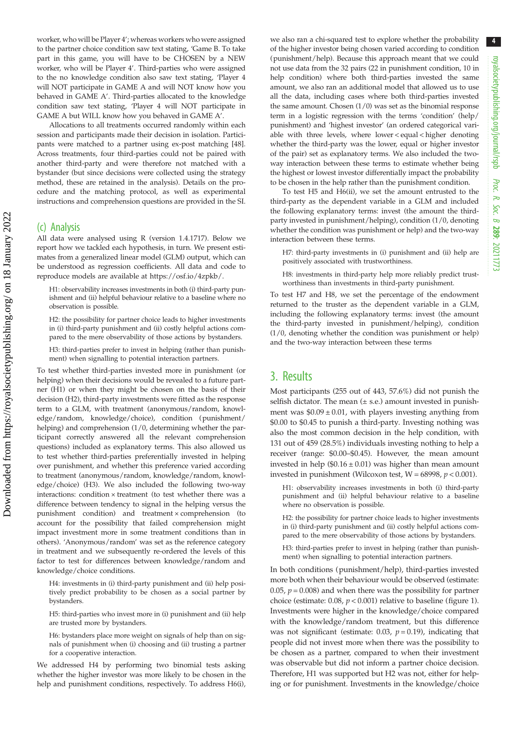worker, who will be Player 4'; whereas workers who were assigned to the partner choice condition saw text stating, 'Game B. To take part in this game, you will have to be CHOSEN by a NEW worker, who will be Player 4'. Third-parties who were assigned to the no knowledge condition also saw text stating, 'Player 4 will NOT participate in GAME A and will NOT know how you behaved in GAME A'. Third-parties allocated to the knowledge condition saw text stating, 'Player 4 will NOT participate in GAME A but WILL know how you behaved in GAME A'.

Allocations to all treatments occurred randomly within each session and participants made their decision in isolation. Participants were matched to a partner using ex-post matching [48]. Across treatments, four third-parties could not be paired with another third-party and were therefore not matched with a bystander (but since decisions were collected using the strategy method, these are retained in the analysis). Details on the procedure and the matching protocol, as well as experimental instructions and comprehension questions are provided in the SI.

## (c) Analysis

All data were analysed using R (version 1.4.1717). Below we report how we tackled each hypothesis, in turn. We present estimates from a generalized linear model (GLM) output, which can be understood as regression coefficients. All data and code to reproduce models are available at https://osf.io/4zpkb/.

> H1: observability increases investments in both (i) third-party punishment and (ii) helpful behaviour relative to a baseline where no observation is possible.
>
> H2: the possibility for partner choice leads to higher investments in (i) third-party punishment and (ii) costly helpful actions compared to the mere observability of those actions by bystanders.
>
> H3: third-parties prefer to invest in helping (rather than punishment) when signalling to potential interaction partners.

To test whether third-parties invested more in punishment (or helping) when their decisions would be revealed to a future partner (H1) or when they might be chosen on the basis of their decision (H2), third-party investments were fitted as the response term to a GLM, with treatment (anonymous/random, knowledge/random, knowledge/choice), condition (punishment/helping) and comprehension (1/0, determining whether the participant correctly answered all the relevant comprehension questions) included as explanatory terms. This also allowed us to test whether third-parties preferentially invested in helping over punishment, and whether this preference varied according to treatment (anonymous/random, knowledge/random, knowledge/choice) (H3). We also included the following two-way interactions: condition × treatment (to test whether there was a difference between tendency to signal in the helping versus the punishment condition) and treatment × comprehension (to account for the possibility that failed comprehension might impact investment more in some treatment conditions than in others). 'Anonymous/random' was set as the reference category in treatment and we subsequently re-ordered the levels of this factor to test for differences between knowledge/random and knowledge/choice conditions.

> H4: investments in (i) third-party punishment and (ii) help positively predict probability to be chosen as a social partner by bystanders.
>
> H5: third-parties who invest more in (i) punishment and (ii) help are trusted more by bystanders.
>
> H6: bystanders place more weight on signals of help than on signals of punishment when (i) choosing and (ii) trusting a partner for a cooperative interaction.

We addressed H4 by performing two binomial tests asking whether the higher investor was more likely to be chosen in the help and punishment conditions, respectively. To address H6(i), we also ran a chi-squared test to explore whether the probability of the higher investor being chosen varied according to condition (punishment/help). Because this approach meant that we could not use data from the 32 pairs (22 in punishment condition, 10 in help condition) where both third-parties invested the same amount, we also ran an additional model that allowed us to use all the data, including cases where both third-parties invested the same amount. Chosen (1/0) was set as the binomial response term in a logistic regression with the terms 'condition' (help/punishment) and 'highest investor' (an ordered categorical variable with three levels, where lower < equal < higher denoting whether the third-party was the lower, equal or higher investor of the pair) set as explanatory terms. We also included the two-way interaction between these terms to estimate whether being the highest or lowest investor differentially impact the probability to be chosen in the help rather than the punishment condition.

To test H5 and H6(ii), we set the amount entrusted to the third-party as the dependent variable in a GLM and included the following explanatory terms: invest (the amount the third-party invested in punishment/helping), condition (1/0, denoting whether the condition was punishment or help) and the two-way interaction between these terms.

> H7: third-party investments in (i) punishment and (ii) help are positively associated with trustworthiness.
>
> H8: investments in third-party help more reliably predict trustworthiness than investments in third-party punishment.

To test H7 and H8, we set the percentage of the endowment returned to the truster as the dependent variable in a GLM, including the following explanatory terms: invest (the amount the third-party invested in punishment/helping), condition (1/0, denoting whether the condition was punishment or help) and the two-way interaction between these terms

# 3. Results

Most participants (255 out of 443, 57.6%) did not punish the selfish dictator. The mean (± s.e.) amount invested in punishment was $0.09 ± 0.01, with players investing anything from $0.00 to $0.45 to punish a third-party. Investing nothing was also the most common decision in the help condition, with 131 out of 459 (28.5%) individuals investing nothing to help a receiver (range: $0.00–$0.45). However, the mean amount invested in help ($0.16 ± 0.01) was higher than mean amount invested in punishment (Wilcoxon test, $W = 68998$, $p < 0.001$).

> H1: observability increases investments in both (i) third-party punishment and (ii) helpful behaviour relative to a baseline where no observation is possible.
>
> H2: the possibility for partner choice leads to higher investments in (i) third-party punishment and (ii) costly helpful actions compared to the mere observability of those actions by bystanders.
>
> H3: third-parties prefer to invest in helping (rather than punishment) when signalling to potential interaction partners.

In both conditions (punishment/help), third-parties invested more both when their behaviour would be observed (estimate: 0.05, $p = 0.008$) and when there was the possibility for partner choice (estimate: 0.08, $p < 0.001$) relative to baseline (figure 1). Investments were higher in the knowledge/choice compared with the knowledge/random treatment, but this difference was not significant (estimate: 0.03, $p = 0.19$), indicating that people did not invest more when there was the possibility to be chosen as a partner, compared to when their investment was observable but did not inform a partner choice decision. Therefore, H1 was supported but H2 was not, either for helping or for punishment. Investments in the knowledge/choice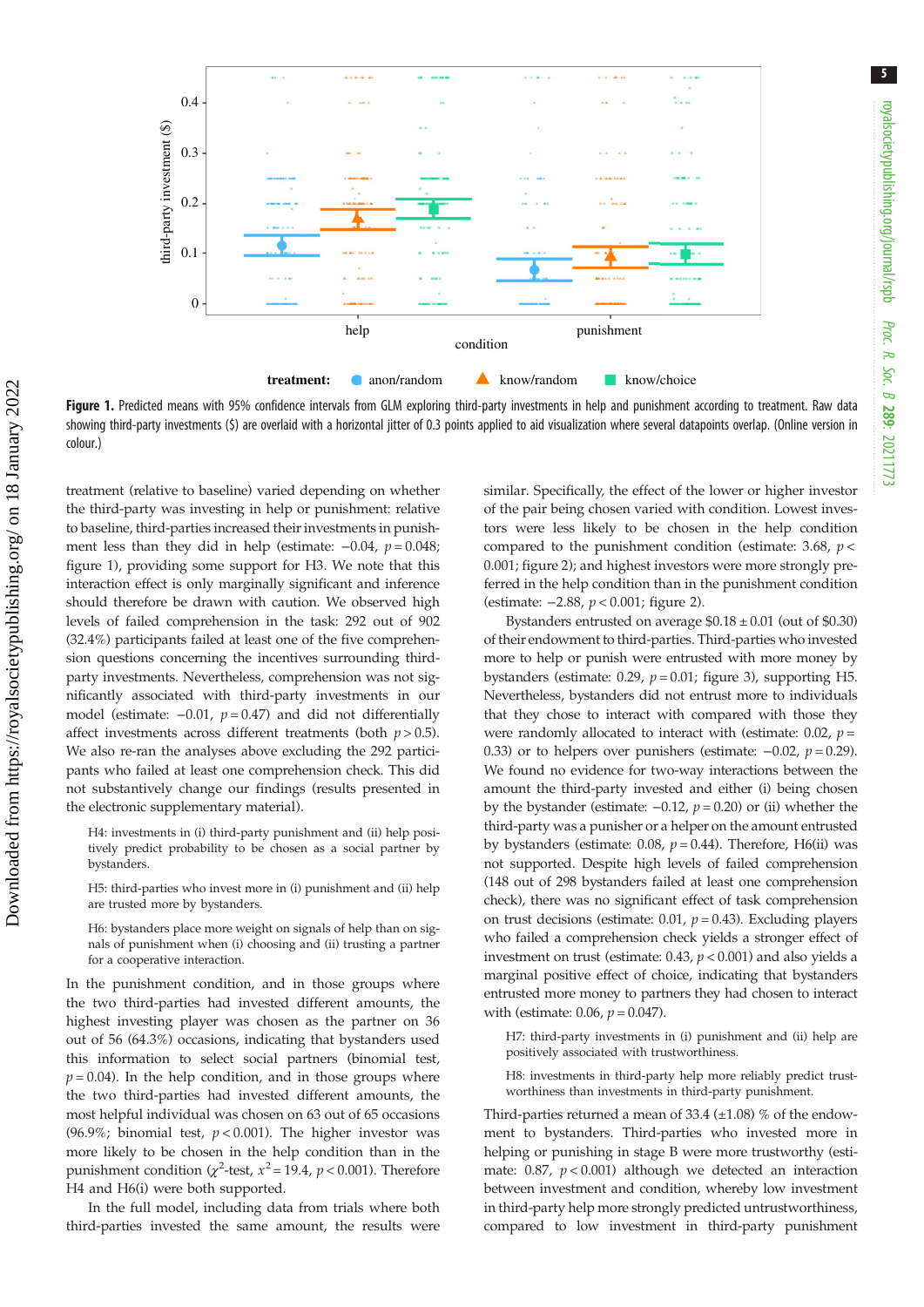**Figure 1.** Predicted means with 95% confidence intervals from GLM exploring third-party investments in help and punishment according to treatment. Raw data showing third-party investments ($) are overlaid with a horizontal jitter of 0.3 points applied to aid visualization where several datapoints overlap. (Online version in colour.)

treatment (relative to baseline) varied depending on whether the third-party was investing in help or punishment: relative to baseline, third-parties increased their investments in punishment less than they did in help (estimate: −0.04, $p = 0.048$; figure 1), providing some support for H3. We note that this interaction effect is only marginally significant and inference should therefore be drawn with caution. We observed high levels of failed comprehension in the task: 292 out of 902 (32.4%) participants failed at least one of the five comprehension questions concerning the incentives surrounding third-party investments. Nevertheless, comprehension was not significantly associated with third-party investments in our model (estimate: −0.01, $p = 0.47$) and did not differentially affect investments across different treatments (both $p > 0.5$). We also re-ran the analyses above excluding the 292 participants who failed at least one comprehension check. This did not substantively change our findings (results presented in the electronic supplementary material).

> H4: investments in (i) third-party punishment and (ii) help positively predict probability to be chosen as a social partner by bystanders.
>
> H5: third-parties who invest more in (i) punishment and (ii) help are trusted more by bystanders.
>
> H6: bystanders place more weight on signals of help than on signals of punishment when (i) choosing and (ii) trusting a partner for a cooperative interaction.

In the punishment condition, and in those groups where the two third-parties had invested different amounts, the highest investing player was chosen as the partner on 36 out of 56 (64.3%) occasions, indicating that bystanders used this information to select social partners (binomial test, $p = 0.04$). In the help condition, and in those groups where the two third-parties had invested different amounts, the most helpful individual was chosen on 63 out of 65 occasions (96.9%; binomial test, $p < 0.001$). The higher investor was more likely to be chosen in the help condition than in the punishment condition ($\chi^2$-test, $x^2 = 19.4$, $p < 0.001$). Therefore H4 and H6(i) were both supported.

In the full model, including data from trials where both third-parties invested the same amount, the results were similar. Specifically, the effect of the lower or higher investor of the pair being chosen varied with condition. Lowest investors were less likely to be chosen in the help condition compared to the punishment condition (estimate: 3.68, $p < 0.001$; figure 2); and highest investors were more strongly preferred in the help condition than in the punishment condition (estimate: −2.88, $p < 0.001$; figure 2).

Bystanders entrusted on average $0.18 ± 0.01 (out of $0.30) of their endowment to third-parties. Third-parties who invested more to help or punish were entrusted with more money by bystanders (estimate: 0.29, $p = 0.01$; figure 3), supporting H5. Nevertheless, bystanders did not entrust more to individuals that they chose to interact with compared with those they were randomly allocated to interact with (estimate: 0.02, $p = 0.33$) or to helpers over punishers (estimate: −0.02, $p = 0.29$). We found no evidence for two-way interactions between the amount the third-party invested and either (i) being chosen by the bystander (estimate: −0.12, $p = 0.20$) or (ii) whether the third-party was a punisher or a helper on the amount entrusted by bystanders (estimate: 0.08, $p = 0.44$). Therefore, H6(ii) was not supported. Despite high levels of failed comprehension (148 out of 298 bystanders failed at least one comprehension check), there was no significant effect of task comprehension on trust decisions (estimate: 0.01, $p = 0.43$). Excluding players who failed a comprehension check yields a stronger effect of investment on trust (estimate: 0.43, $p < 0.001$) and also yields a marginal positive effect of choice, indicating that bystanders entrusted more money to partners they had chosen to interact with (estimate: 0.06, $p = 0.047$).

> H7: third-party investments in (i) punishment and (ii) help are positively associated with trustworthiness.
>
> H8: investments in third-party help more reliably predict trustworthiness than investments in third-party punishment.

Third-parties returned a mean of 33.4 (±1.08) % of the endowment to bystanders. Third-parties who invested more in helping or punishing in stage B were more trustworthy (estimate: 0.87, $p < 0.001$) although we detected an interaction between investment and condition, whereby low investment in third-party help more strongly predicted untrustworthiness, compared to low investment in third-party punishment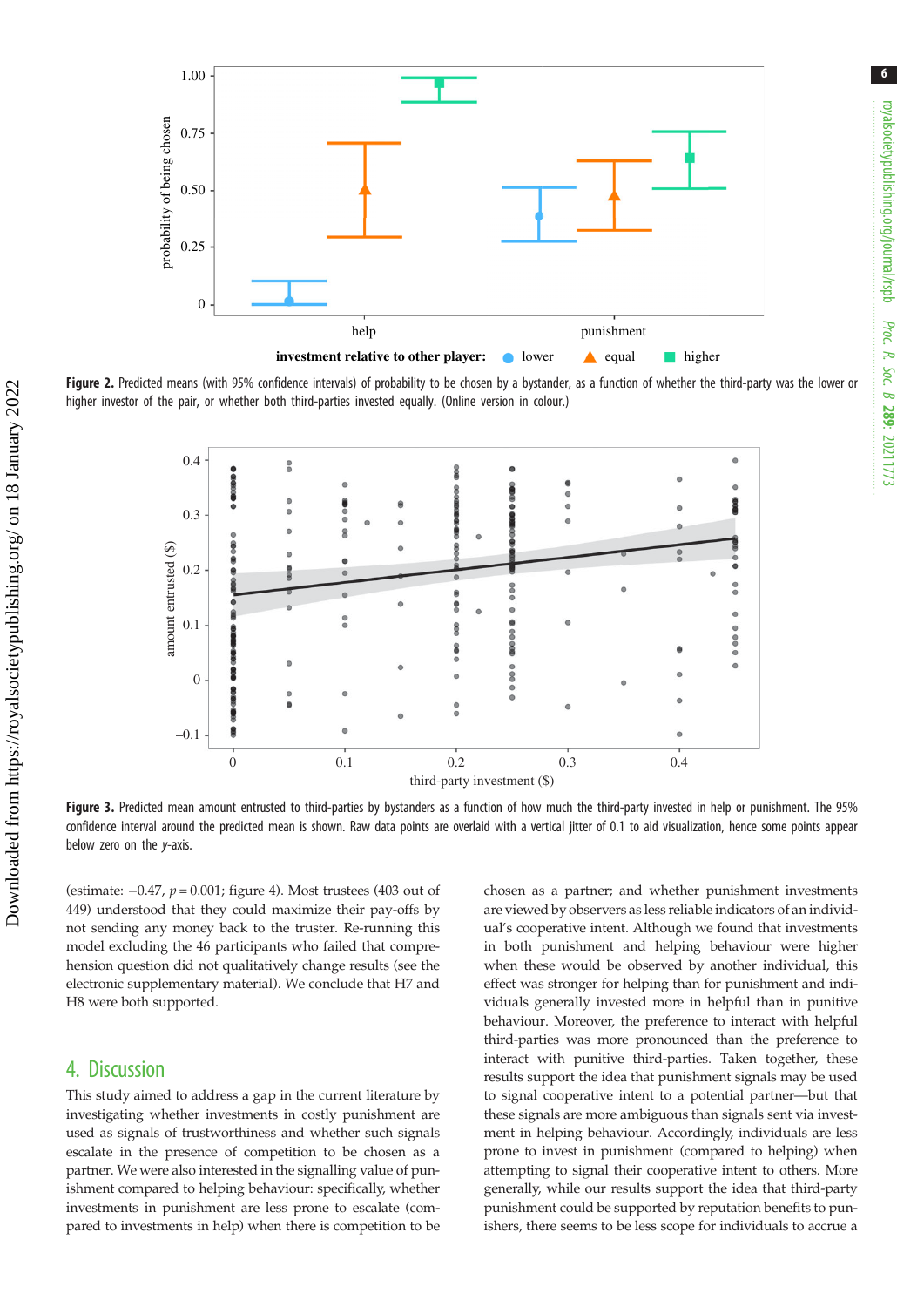Figure 2. Predicted means (with 95% confidence intervals) of probability to be chosen by a bystander, as a function of whether the third-party was the lower or higher investor of the pair, or whether both third-parties invested equally. (Online version in colour.)

Figure 3. Predicted mean amount entrusted to third-parties by bystanders as a function of how much the third-party invested in help or punishment. The 95% confidence interval around the predicted mean is shown. Raw data points are overlaid with a vertical jitter of 0.1 to aid visualization, hence some points appear below zero on the *y*-axis.

(estimate: −0.47, $p = 0.001$; figure 4). Most trustees (403 out of 449) understood that they could maximize their pay-offs by not sending any money back to the truster. Re-running this model excluding the 46 participants who failed that comprehension question did not qualitatively change results (see the electronic supplementary material). We conclude that H7 and H8 were both supported.

## 4. Discussion

This study aimed to address a gap in the current literature by investigating whether investments in costly punishment are used as signals of trustworthiness and whether such signals escalate in the presence of competition to be chosen as a partner. We were also interested in the signalling value of punishment compared to helping behaviour: specifically, whether investments in punishment are less prone to escalate (compared to investments in help) when there is competition to be chosen as a partner; and whether punishment investments are viewed by observers as less reliable indicators of an individual's cooperative intent. Although we found that investments in both punishment and helping behaviour were higher when these would be observed by another individual, this effect was stronger for helping than for punishment and individuals generally invested more in helpful than in punitive behaviour. Moreover, the preference to interact with helpful third-parties was more pronounced than the preference to interact with punitive third-parties. Taken together, these results support the idea that punishment signals may be used to signal cooperative intent to a potential partner—but that these signals are more ambiguous than signals sent via investment in helping behaviour. Accordingly, individuals are less prone to invest in punishment (compared to helping) when attempting to signal their cooperative intent to others. More generally, while our results support the idea that third-party punishment could be supported by reputation benefits to punishers, there seems to be less scope for individuals to accrue a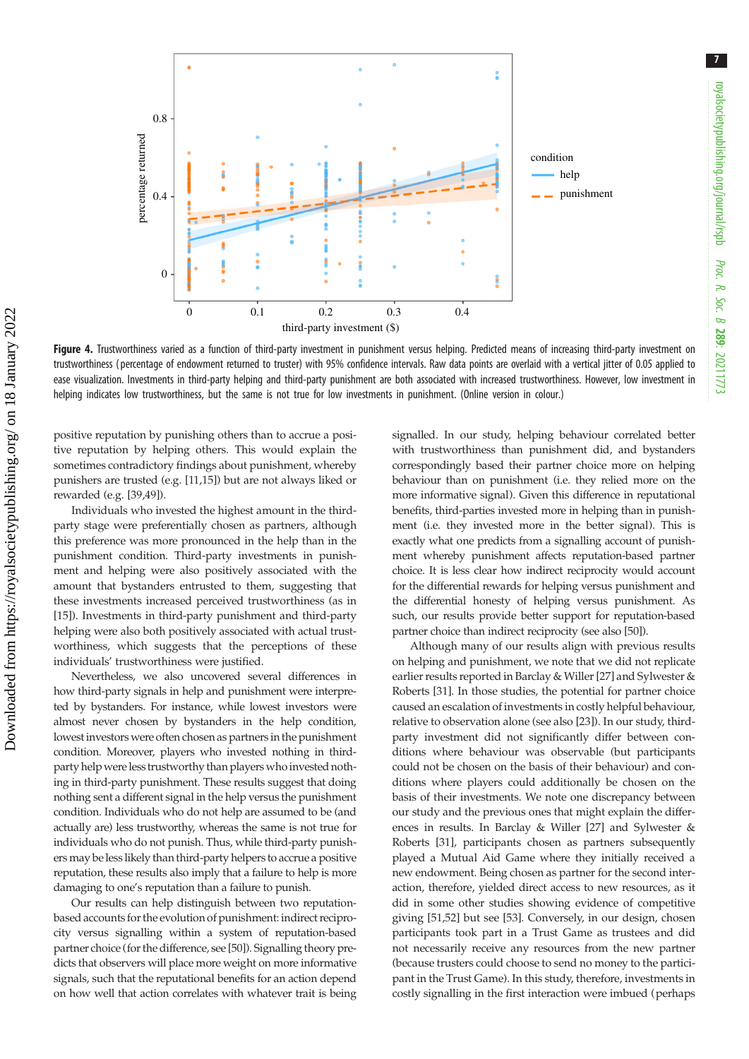**Figure 4.** Trustworthiness varied as a function of third-party investment in punishment versus helping. Predicted means of increasing third-party investment on trustworthiness (percentage of endowment returned to truster) with 95% confidence intervals. Raw data points are overlaid with a vertical jitter of 0.05 applied to ease visualization. Investments in third-party helping and third-party punishment are both associated with increased trustworthiness. However, low investment in helping indicates low trustworthiness, but the same is not true for low investments in punishment. (Online version in colour.)

positive reputation by punishing others than to accrue a positive reputation by helping others. This would explain the sometimes contradictory findings about punishment, whereby punishers are trusted (e.g. [11,15]) but are not always liked or rewarded (e.g. [39,49]).

Individuals who invested the highest amount in the third-party stage were preferentially chosen as partners, although this preference was more pronounced in the help than in the punishment condition. Third-party investments in punishment and helping were also positively associated with the amount that bystanders entrusted to them, suggesting that these investments increased perceived trustworthiness (as in [15]). Investments in third-party punishment and third-party helping were also both positively associated with actual trustworthiness, which suggests that the perceptions of these individuals' trustworthiness were justified.

Nevertheless, we also uncovered several differences in how third-party signals in help and punishment were interpreted by bystanders. For instance, while lowest investors were almost never chosen by bystanders in the help condition, lowest investors were often chosen as partners in the punishment condition. Moreover, players who invested nothing in third-party help were less trustworthy than players who invested nothing in third-party punishment. These results suggest that doing nothing sent a different signal in the help versus the punishment condition. Individuals who do not help are assumed to be (and actually are) less trustworthy, whereas the same is not true for individuals who do not punish. Thus, while third-party punishers may be less likely than third-party helpers to accrue a positive reputation, these results also imply that a failure to help is more damaging to one's reputation than a failure to punish.

Our results can help distinguish between two reputation-based accounts for the evolution of punishment: indirect reciprocity versus signalling within a system of reputation-based partner choice (for the difference, see [50]). Signalling theory predicts that observers will place more weight on more informative signals, such that the reputational benefits for an action depend on how well that action correlates with whatever trait is being signalled. In our study, helping behaviour correlated better with trustworthiness than punishment did, and bystanders correspondingly based their partner choice more on helping behaviour than on punishment (i.e. they relied more on the more informative signal). Given this difference in reputational benefits, third-parties invested more in helping than in punishment (i.e. they invested more in the better signal). This is exactly what one predicts from a signalling account of punishment whereby punishment affects reputation-based partner choice. It is less clear how indirect reciprocity would account for the differential rewards for helping versus punishment and the differential honesty of helping versus punishment. As such, our results provide better support for reputation-based partner choice than indirect reciprocity (see also [50]).

Although many of our results align with previous results on helping and punishment, we note that we did not replicate earlier results reported in Barclay & Willer [27] and Sylwester & Roberts [31]. In those studies, the potential for partner choice caused an escalation of investments in costly helpful behaviour, relative to observation alone (see also [23]). In our study, third-party investment did not significantly differ between conditions where behaviour was observable (but participants could not be chosen on the basis of their behaviour) and conditions where players could additionally be chosen on the basis of their investments. We note one discrepancy between our study and the previous ones that might explain the differences in results. In Barclay & Willer [27] and Sylwester & Roberts [31], participants chosen as partners subsequently played a Mutual Aid Game where they initially received a new endowment. Being chosen as partner for the second interaction, therefore, yielded direct access to new resources, as it did in some other studies showing evidence of competitive giving [51,52] but see [53]. Conversely, in our design, chosen participants took part in a Trust Game as trustees and did not necessarily receive any resources from the new partner (because trusters could choose to send no money to the participant in the Trust Game). In this study, therefore, investments in costly signalling in the first interaction were imbued (perhaps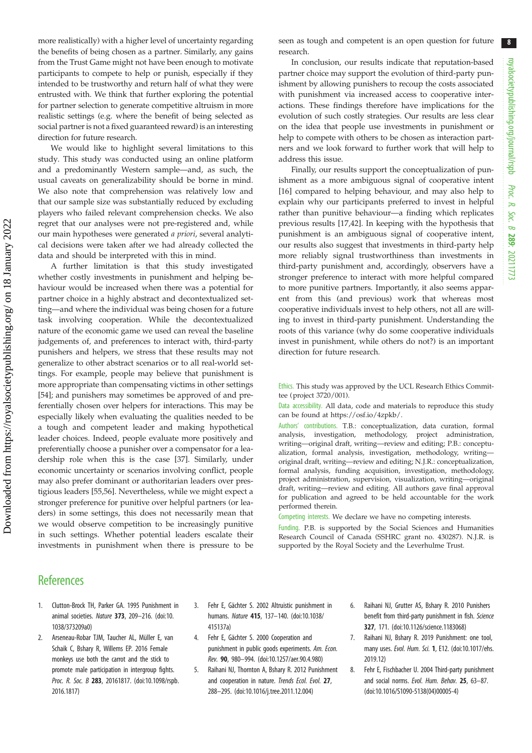more realistically) with a higher level of uncertainty regarding the benefits of being chosen as a partner. Similarly, any gains from the Trust Game might not have been enough to motivate participants to compete to help or punish, especially if they intended to be trustworthy and return half of what they were entrusted with. We think that further exploring the potential for partner selection to generate competitive altruism in more realistic settings (e.g. where the benefit of being selected as social partner is not a fixed guaranteed reward) is an interesting direction for future research.

We would like to highlight several limitations to this study. This study was conducted using an online platform and a predominantly Western sample—and, as such, the usual caveats on generalizability should be borne in mind. We also note that comprehension was relatively low and that our sample size was substantially reduced by excluding players who failed relevant comprehension checks. We also regret that our analyses were not pre-registered and, while our main hypotheses were generated *a priori*, several analytical decisions were taken after we had already collected the data and should be interpreted with this in mind.

A further limitation is that this study investigated whether costly investments in punishment and helping behaviour would be increased when there was a potential for partner choice in a highly abstract and decontextualized setting—and where the individual was being chosen for a future task involving cooperation. While the decontextualized nature of the economic game we used can reveal the baseline judgements of, and preferences to interact with, third-party punishers and helpers, we stress that these results may not generalize to other abstract scenarios or to all real-world settings. For example, people may believe that punishment is more appropriate than compensating victims in other settings [54]; and punishers may sometimes be approved of and preferentially chosen over helpers for interactions. This may be especially likely when evaluating the qualities needed to be a tough and competent leader and making hypothetical leader choices. Indeed, people evaluate more positively and preferentially choose a punisher over a compensator for a leadership role when this is the case [37]. Similarly, under economic uncertainty or scenarios involving conflict, people may also prefer dominant or authoritarian leaders over prestigious leaders [55,56]. Nevertheless, while we might expect a stronger preference for punitive over helpful partners (or leaders) in some settings, this does not necessarily mean that we would observe competition to be increasingly punitive in such settings. Whether potential leaders escalate their investments in punishment when there is pressure to be seen as tough and competent is an open question for future research.

In conclusion, our results indicate that reputation-based partner choice may support the evolution of third-party punishment by allowing punishers to recoup the costs associated with punishment via increased access to cooperative interactions. These findings therefore have implications for the evolution of such costly strategies. Our results are less clear on the idea that people use investments in punishment or help to compete with others to be chosen as interaction partners and we look forward to further work that will help to address this issue.

Finally, our results support the conceptualization of punishment as a more ambiguous signal of cooperative intent [16] compared to helping behaviour, and may also help to explain why our participants preferred to invest in helpful rather than punitive behaviour—a finding which replicates previous results [17,42]. In keeping with the hypothesis that punishment is an ambiguous signal of cooperative intent, our results also suggest that investments in third-party help more reliably signal trustworthiness than investments in third-party punishment and, accordingly, observers have a stronger preference to interact with more helpful compared to more punitive partners. Importantly, it also seems apparent from this (and previous) work that whereas most cooperative individuals invest to help others, not all are willing to invest in third-party punishment. Understanding the roots of this variance (why do some cooperative individuals invest in punishment, while others do not?) is an important direction for future research.

Ethics. This study was approved by the UCL Research Ethics Committee (project 3720/001).

Data accessibility. All data, code and materials to reproduce this study can be found at https://osf.io/4zpkb/.

Authors' contributions. T.B.: conceptualization, data curation, formal analysis, investigation, methodology, project administration, writing—original draft, writing—review and editing; P.B.: conceptualization, formal analysis, investigation, methodology, writing—original draft, writing—review and editing; N.J.R.: conceptualization, formal analysis, funding acquisition, investigation, methodology, project administration, supervision, visualization, writing—original draft, writing—review and editing. All authors gave final approval for publication and agreed to be held accountable for the work performed therein.

Competing interests. We declare we have no competing interests.

Funding. P.B. is supported by the Social Sciences and Humanities Research Council of Canada (SSHRC grant no. 430287). N.J.R. is supported by the Royal Society and the Leverhulme Trust.

## References

1. Clutton-Brock TH, Parker GA. 1995 Punishment in animal societies. *Nature* **373**, 209–216. (doi:10.1038/373209a0)
2. Arseneau-Robar TJM, Taucher AL, Müller E, van Schaik C, Bshary R, Willems EP. 2016 Female monkeys use both the carrot and the stick to promote male participation in intergroup fights. *Proc. R. Soc. B* **283**, 20161817. (doi:10.1098/rspb.2016.1817)
3. Fehr E, Gächter S. 2002 Altruistic punishment in humans. *Nature* **415**, 137–140. (doi:10.1038/415137a)
4. Fehr E, Gächter S. 2000 Cooperation and punishment in public goods experiments. *Am. Econ. Rev.* **90**, 980–994. (doi:10.1257/aer.90.4.980)
5. Raihani NJ, Thornton A, Bshary R. 2012 Punishment and cooperation in nature. *Trends Ecol. Evol.* **27**, 288–295. (doi:10.1016/j.tree.2011.12.004)
6. Raihani NJ, Grutter AS, Bshary R. 2010 Punishers benefit from third-party punishment in fish. *Science* **327**, 171. (doi:10.1126/science.1183068)
7. Raihani NJ, Bshary R. 2019 Punishment: one tool, many uses. *Evol. Hum. Sci.* **1**, E12. (doi:10.1017/ehs.2019.12)
8. Fehr E, Fischbacher U. 2004 Third-party punishment and social norms. *Evol. Hum. Behav.* **25**, 63–87. (doi:10.1016/S1090-5138(04)00005-4)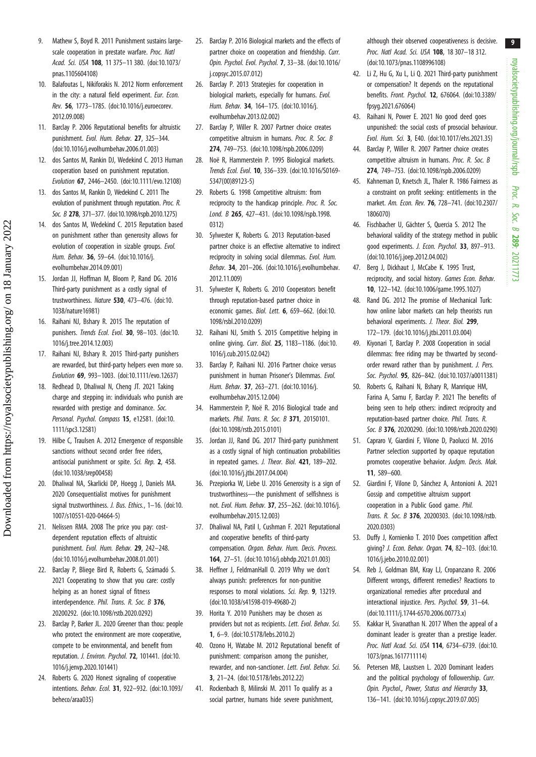9. Mathew S, Boyd R. 2011 Punishment sustains large-scale cooperation in prestate warfare. *Proc. Natl Acad. Sci. USA* **108**, 11 375–11 380. (doi:10.1073/pnas.1105604108)
10. Balafoutas L, Nikiforakis N. 2012 Norm enforcement in the city: a natural field experiment. *Eur. Econ. Rev.* **56**, 1773–1785. (doi:10.1016/j.euroecorev.2012.09.008)
11. Barclay P. 2006 Reputational benefits for altruistic punishment. *Evol. Hum. Behav.* **27**, 325–344. (doi:10.1016/j.evolhumbehav.2006.01.003)
12. dos Santos M, Rankin DJ, Wedekind C. 2013 Human cooperation based on punishment reputation. *Evolution* **67**, 2446–2450. (doi:10.1111/evo.12108)
13. dos Santos M, Rankin D, Wedekind C. 2011 The evolution of punishment through reputation. *Proc. R. Soc. B* **278**, 371–377. (doi:10.1098/rspb.2010.1275)
14. dos Santos M, Wedekind C. 2015 Reputation based on punishment rather than generosity allows for evolution of cooperation in sizable groups. *Evol. Hum. Behav.* **36**, 59–64. (doi:10.1016/j.evolhumbehav.2014.09.001)
15. Jordan JJ, Hoffman M, Bloom P, Rand DG. 2016 Third-party punishment as a costly signal of trustworthiness. *Nature* **530**, 473–476. (doi:10.1038/nature16981)
16. Raihani NJ, Bshary R. 2015 The reputation of punishers. *Trends Ecol. Evol.* **30**, 98–103. (doi:10.1016/j.tree.2014.12.003)
17. Raihani NJ, Bshary R. 2015 Third-party punishers are rewarded, but third-party helpers even more so. *Evolution* **69**, 993–1003. (doi:10.1111/evo.12637)
18. Redhead D, Dhaliwal N, Cheng JT. 2021 Taking charge and stepping in: individuals who punish are rewarded with prestige and dominance. *Soc. Personal. Psychol. Compass* **15**, e12581. (doi:10.1111/spc3.12581)
19. Hilbe C, Traulsen A. 2012 Emergence of responsible sanctions without second order free riders, antisocial punishment or spite. *Sci. Rep.* **2**, 458. (doi:10.1038/srep00458)
20. Dhaliwal NA, Skarlicki DP, Hoegg J, Daniels MA. 2020 Consequentialist motives for punishment signal trustworthiness. *J. Bus. Ethics.*, 1–16. (doi:10.1007/s10551-020-04664-5)
21. Nelissen RMA. 2008 The price you pay: cost-dependent reputation effects of altruistic punishment. *Evol. Hum. Behav.* **29**, 242–248. (doi:10.1016/j.evolhumbehav.2008.01.001)
22. Barclay P, Bliege Bird R, Roberts G, Számadó S. 2021 Cooperating to show that you care: costly helping as an honest signal of fitness interdependence. *Phil. Trans. R. Soc. B* **376**, 20200292. (doi:10.1098/rstb.2020.0292)
23. Barclay P, Barker JL. 2020 Greener than thou: people who protect the environment are more cooperative, compete to be environmental, and benefit from reputation. *J. Environ. Psychol.* **72**, 101441. (doi:10.1016/j.jenvp.2020.101441)
24. Roberts G. 2020 Honest signaling of cooperative intentions. *Behav. Ecol.* **31**, 922–932. (doi:10.1093/beheco/araa035)
25. Barclay P. 2016 Biological markets and the effects of partner choice on cooperation and friendship. *Curr. Opin. Psychol. Evol. Psychol.* **7**, 33–38. (doi:10.1016/j.copsyc.2015.07.012)
26. Barclay P. 2013 Strategies for cooperation in biological markets, especially for humans. *Evol. Hum. Behav.* **34**, 164–175. (doi:10.1016/j.evolhumbehav.2013.02.002)
27. Barclay P, Willer R. 2007 Partner choice creates competitive altruism in humans. *Proc. R. Soc. B* **274**, 749–753. (doi:10.1098/rspb.2006.0209)
28. Noë R, Hammerstein P. 1995 Biological markets. *Trends Ecol. Evol.* **10**, 336–339. (doi:10.1016/S0169-5347(00)89123-5)
29. Roberts G. 1998 Competitive altruism: from reciprocity to the handicap principle. *Proc. R. Soc. Lond. B* **265**, 427–431. (doi:10.1098/rspb.1998.0312)
30. Sylwester K, Roberts G. 2013 Reputation-based partner choice is an effective alternative to indirect reciprocity in solving social dilemmas. *Evol. Hum. Behav.* **34**, 201–206. (doi:10.1016/j.evolhumbehav.2012.11.009)
31. Sylwester K, Roberts G. 2010 Cooperators benefit through reputation-based partner choice in economic games. *Biol. Lett.* **6**, 659–662. (doi:10.1098/rsbl.2010.0209)
32. Raihani NJ, Smith S. 2015 Competitive helping in online giving. *Curr. Biol.* **25**, 1183–1186. (doi:10.1016/j.cub.2015.02.042)
33. Barclay P, Raihani NJ. 2016 Partner choice versus punishment in human Prisoner's Dilemmas. *Evol. Hum. Behav.* **37**, 263–271. (doi:10.1016/j.evolhumbehav.2015.12.004)
34. Hammerstein P, Noë R. 2016 Biological trade and markets. *Phil. Trans. R. Soc. B* **371**, 20150101. (doi:10.1098/rstb.2015.0101)
35. Jordan JJ, Rand DG. 2017 Third-party punishment as a costly signal of high continuation probabilities in repeated games. *J. Theor. Biol.* **421**, 189–202. (doi:10.1016/j.jtbi.2017.04.004)
36. Przepiorka W, Liebe U. 2016 Generosity is a sign of trustworthiness—the punishment of selfishness is not. *Evol. Hum. Behav.* **37**, 255–262. (doi:10.1016/j.evolhumbehav.2015.12.003)
37. Dhaliwal NA, Patil I, Cushman F. 2021 Reputational and cooperative benefits of third-party compensation. *Organ. Behav. Hum. Decis. Process.* **164**, 27–51. (doi:10.1016/j.obhdp.2021.01.003)
38. Heffner J, FeldmanHall O. 2019 Why we don't always punish: preferences for non-punitive responses to moral violations. *Sci. Rep.* **9**, 13219. (doi:10.1038/s41598-019-49680-2)
39. Horita Y. 2010 Punishers may be chosen as providers but not as recipients. *Lett. Evol. Behav. Sci.* **1**, 6–9. (doi:10.5178/lebs.2010.2)
40. Ozono H, Watabe M. 2012 Reputational benefit of punishment: comparison among the punisher, rewarder, and non-sanctioner. *Lett. Evol. Behav. Sci.* **3**, 21–24. (doi:10.5178/lebs.2012.22)
41. Rockenbach B, Milinski M. 2011 To qualify as a social partner, humans hide severe punishment, although their observed cooperativeness is decisive. *Proc. Natl Acad. Sci. USA* **108**, 18 307–18 312. (doi:10.1073/pnas.1108996108)
42. Li Z, Hu G, Xu L, Li Q. 2021 Third-party punishment or compensation? It depends on the reputational benefits. *Front. Psychol.* **12**, 676064. (doi:10.3389/fpsyg.2021.676064)
43. Raihani N, Power E. 2021 No good deed goes unpunished: the social costs of prosocial behaviour. *Evol. Hum. Sci.* **3**, E40. (doi:10.1017/ehs.2021.35)
44. Barclay P, Willer R. 2007 Partner choice creates competitive altruism in humans. *Proc. R. Soc. B* **274**, 749–753. (doi:10.1098/rspb.2006.0209)
45. Kahneman D, Knetsch JL, Thaler R. 1986 Fairness as a constraint on profit seeking: entitlements in the market. *Am. Econ. Rev.* **76**, 728–741. (doi:10.2307/1806070)
46. Fischbacher U, Gächter S, Quercia S. 2012 The behavioral validity of the strategy method in public good experiments. *J. Econ. Psychol.* **33**, 897–913. (doi:10.1016/j.joep.2012.04.002)
47. Berg J, Dickhaut J, McCabe K. 1995 Trust, reciprocity, and social history. *Games Econ. Behav.* **10**, 122–142. (doi:10.1006/game.1995.1027)
48. Rand DG. 2012 The promise of Mechanical Turk: how online labor markets can help theorists run behavioral experiments. *J. Theor. Biol.* **299**, 172–179. (doi:10.1016/j.jtbi.2011.03.004)
49. Kiyonari T, Barclay P. 2008 Cooperation in social dilemmas: free riding may be thwarted by second-order reward rather than by punishment. *J. Pers. Soc. Psychol.* **95**, 826–842. (doi:10.1037/a0011381)
50. Roberts G, Raihani N, Bshary R, Manrique HM, Farina A, Samu F, Barclay P. 2021 The benefits of being seen to help others: indirect reciprocity and reputation-based partner choice. *Phil. Trans. R. Soc. B* **376**, 20200290. (doi:10.1098/rstb.2020.0290)
51. Capraro V, Giardini F, Vilone D, Paolucci M. 2016 Partner selection supported by opaque reputation promotes cooperative behavior. *Judgm. Decis. Mak.* **11**, 589–600.
52. Giardini F, Vilone D, Sánchez A, Antonioni A. 2021 Gossip and competitive altruism support cooperation in a Public Good game. *Phil. Trans. R. Soc. B* **376**, 20200303. (doi:10.1098/rstb.2020.0303)
53. Duffy J, Kornienko T. 2010 Does competition affect giving? *J. Econ. Behav. Organ.* **74**, 82–103. (doi:10.1016/j.jebo.2010.02.001)
54. Reb J, Goldman BM, Kray LJ, Cropanzano R. 2006 Different wrongs, different remedies? Reactions to organizational remedies after procedural and interactional injustice. *Pers. Psychol.* **59**, 31–64. (doi:10.1111/j.1744-6570.2006.00773.x)
55. Kakkar H, Sivanathan N. 2017 When the appeal of a dominant leader is greater than a prestige leader. *Proc. Natl Acad. Sci. USA* **114**, 6734–6739. (doi:10.1073/pnas.1617711114)
56. Petersen MB, Laustsen L. 2020 Dominant leaders and the political psychology of followership. *Curr. Opin. Psychol., Power, Status and Hierarchy* **33**, 136–141. (doi:10.1016/j.copsyc.2019.07.005)